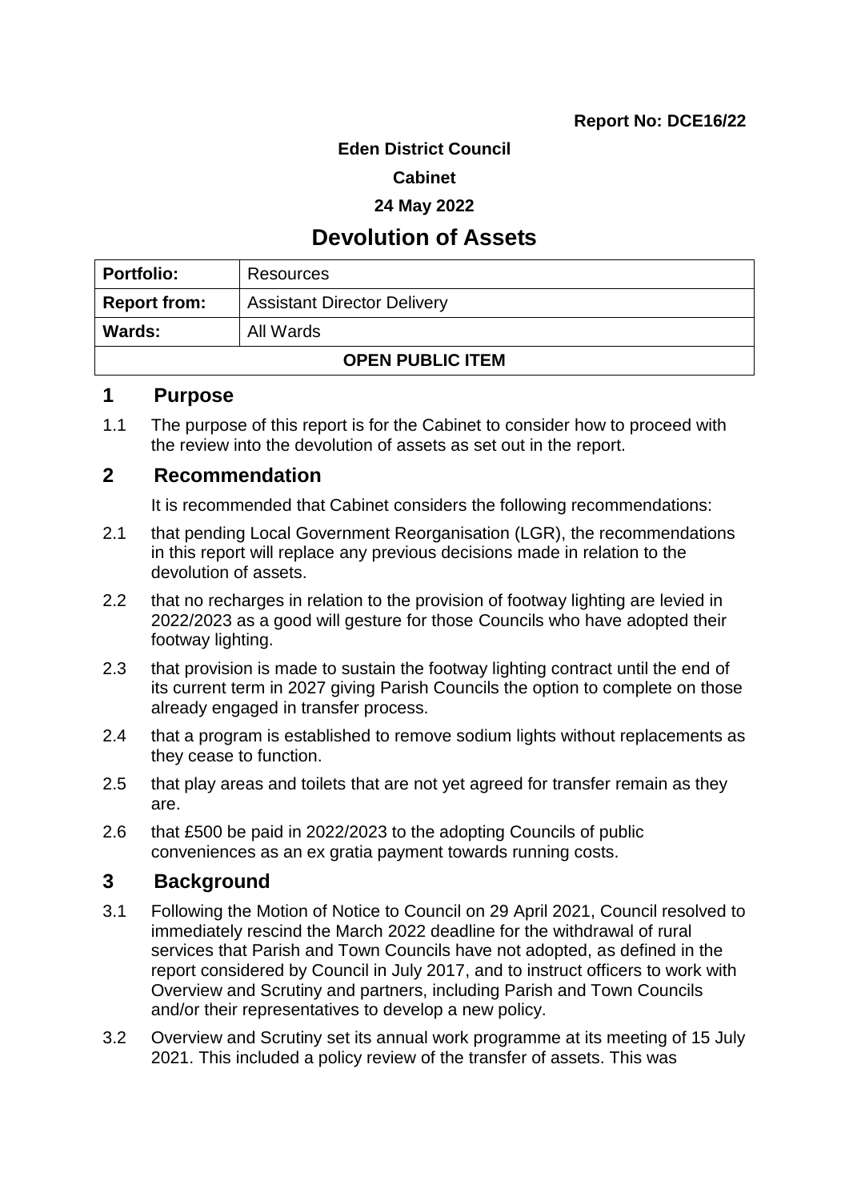**Report No: DCE16/22**

**Eden District Council**

**Cabinet**

**24 May 2022**

# Devolution of Assets

| **Portfolio:** | Resources |
|---|---|
| **Report from:** | Assistant Director Delivery |
| **Wards:** | All Wards |
| **OPEN PUBLIC ITEM** | |

## 1 Purpose

1.1 The purpose of this report is for the Cabinet to consider how to proceed with the review into the devolution of assets as set out in the report.

## 2 Recommendation

It is recommended that Cabinet considers the following recommendations:

2.1 that pending Local Government Reorganisation (LGR), the recommendations in this report will replace any previous decisions made in relation to the devolution of assets.

2.2 that no recharges in relation to the provision of footway lighting are levied in 2022/2023 as a good will gesture for those Councils who have adopted their footway lighting.

2.3 that provision is made to sustain the footway lighting contract until the end of its current term in 2027 giving Parish Councils the option to complete on those already engaged in transfer process.

2.4 that a program is established to remove sodium lights without replacements as they cease to function.

2.5 that play areas and toilets that are not yet agreed for transfer remain as they are.

2.6 that £500 be paid in 2022/2023 to the adopting Councils of public conveniences as an ex gratia payment towards running costs.

## 3 Background

3.1 Following the Motion of Notice to Council on 29 April 2021, Council resolved to immediately rescind the March 2022 deadline for the withdrawal of rural services that Parish and Town Councils have not adopted, as defined in the report considered by Council in July 2017, and to instruct officers to work with Overview and Scrutiny and partners, including Parish and Town Councils and/or their representatives to develop a new policy.

3.2 Overview and Scrutiny set its annual work programme at its meeting of 15 July 2021. This included a policy review of the transfer of assets. This was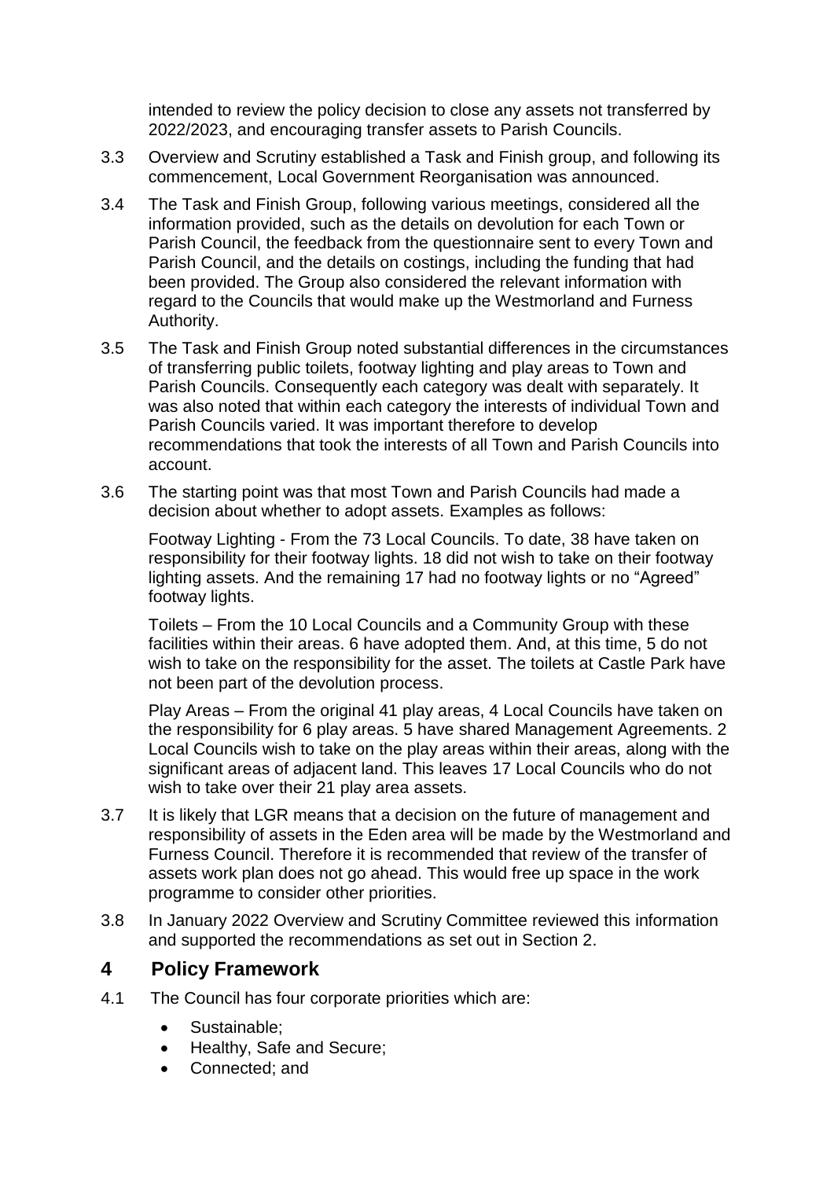intended to review the policy decision to close any assets not transferred by 2022/2023, and encouraging transfer assets to Parish Councils.

3.3 Overview and Scrutiny established a Task and Finish group, and following its commencement, Local Government Reorganisation was announced.

3.4 The Task and Finish Group, following various meetings, considered all the information provided, such as the details on devolution for each Town or Parish Council, the feedback from the questionnaire sent to every Town and Parish Council, and the details on costings, including the funding that had been provided. The Group also considered the relevant information with regard to the Councils that would make up the Westmorland and Furness Authority.

3.5 The Task and Finish Group noted substantial differences in the circumstances of transferring public toilets, footway lighting and play areas to Town and Parish Councils. Consequently each category was dealt with separately. It was also noted that within each category the interests of individual Town and Parish Councils varied. It was important therefore to develop recommendations that took the interests of all Town and Parish Councils into account.

3.6 The starting point was that most Town and Parish Councils had made a decision about whether to adopt assets. Examples as follows:

Footway Lighting - From the 73 Local Councils. To date, 38 have taken on responsibility for their footway lights. 18 did not wish to take on their footway lighting assets. And the remaining 17 had no footway lights or no "Agreed" footway lights.

Toilets – From the 10 Local Councils and a Community Group with these facilities within their areas. 6 have adopted them. And, at this time, 5 do not wish to take on the responsibility for the asset. The toilets at Castle Park have not been part of the devolution process.

Play Areas – From the original 41 play areas, 4 Local Councils have taken on the responsibility for 6 play areas. 5 have shared Management Agreements. 2 Local Councils wish to take on the play areas within their areas, along with the significant areas of adjacent land. This leaves 17 Local Councils who do not wish to take over their 21 play area assets.

3.7 It is likely that LGR means that a decision on the future of management and responsibility of assets in the Eden area will be made by the Westmorland and Furness Council. Therefore it is recommended that review of the transfer of assets work plan does not go ahead. This would free up space in the work programme to consider other priorities.

3.8 In January 2022 Overview and Scrutiny Committee reviewed this information and supported the recommendations as set out in Section 2.

## 4 Policy Framework

4.1 The Council has four corporate priorities which are:

- Sustainable;
- Healthy, Safe and Secure;
- Connected; and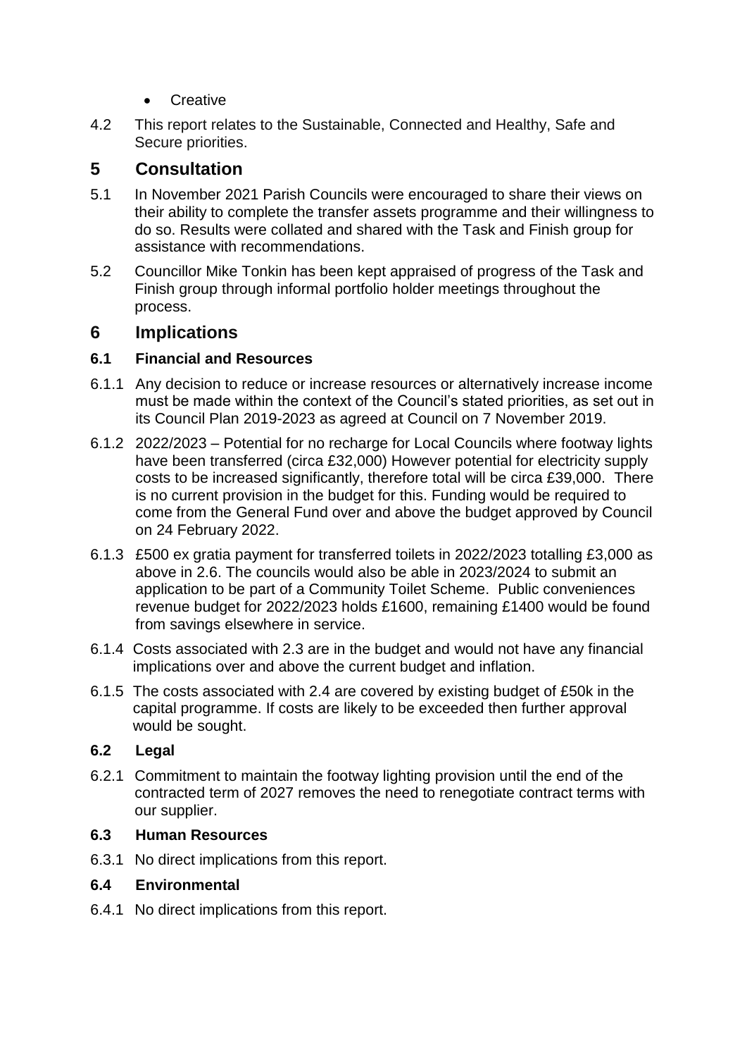- Creative

4.2 This report relates to the Sustainable, Connected and Healthy, Safe and Secure priorities.

## 5 Consultation

5.1 In November 2021 Parish Councils were encouraged to share their views on their ability to complete the transfer assets programme and their willingness to do so. Results were collated and shared with the Task and Finish group for assistance with recommendations.

5.2 Councillor Mike Tonkin has been kept appraised of progress of the Task and Finish group through informal portfolio holder meetings throughout the process.

## 6 Implications

### 6.1 Financial and Resources

6.1.1 Any decision to reduce or increase resources or alternatively increase income must be made within the context of the Council's stated priorities, as set out in its Council Plan 2019-2023 as agreed at Council on 7 November 2019.

6.1.2 2022/2023 – Potential for no recharge for Local Councils where footway lights have been transferred (circa £32,000) However potential for electricity supply costs to be increased significantly, therefore total will be circa £39,000. There is no current provision in the budget for this. Funding would be required to come from the General Fund over and above the budget approved by Council on 24 February 2022.

6.1.3 £500 ex gratia payment for transferred toilets in 2022/2023 totalling £3,000 as above in 2.6. The councils would also be able in 2023/2024 to submit an application to be part of a Community Toilet Scheme. Public conveniences revenue budget for 2022/2023 holds £1600, remaining £1400 would be found from savings elsewhere in service.

6.1.4 Costs associated with 2.3 are in the budget and would not have any financial implications over and above the current budget and inflation.

6.1.5 The costs associated with 2.4 are covered by existing budget of £50k in the capital programme. If costs are likely to be exceeded then further approval would be sought.

### 6.2 Legal

6.2.1 Commitment to maintain the footway lighting provision until the end of the contracted term of 2027 removes the need to renegotiate contract terms with our supplier.

### 6.3 Human Resources

6.3.1 No direct implications from this report.

### 6.4 Environmental

6.4.1 No direct implications from this report.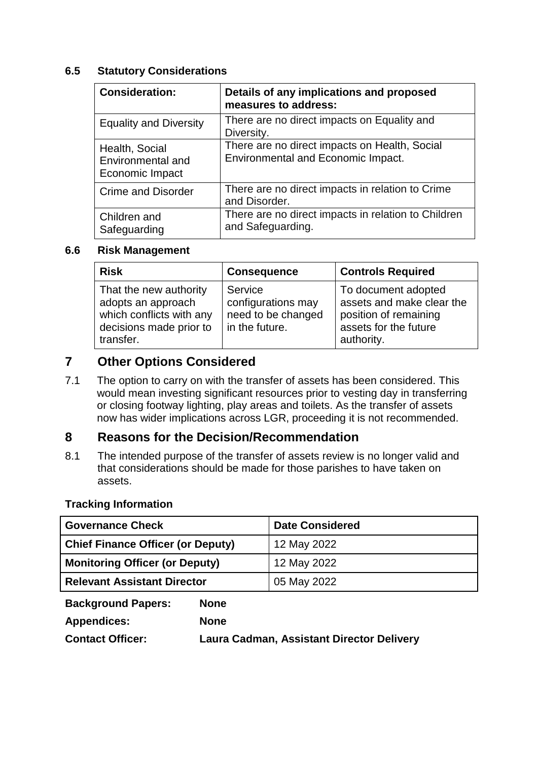### 6.5 Statutory Considerations

| Consideration: | Details of any implications and proposed measures to address: |
|---|---|
| Equality and Diversity | There are no direct impacts on Equality and Diversity. |
| Health, Social Environmental and Economic Impact | There are no direct impacts on Health, Social Environmental and Economic Impact. |
| Crime and Disorder | There are no direct impacts in relation to Crime and Disorder. |
| Children and Safeguarding | There are no direct impacts in relation to Children and Safeguarding. |

### 6.6 Risk Management

| Risk | Consequence | Controls Required |
|---|---|---|
| That the new authority adopts an approach which conflicts with any decisions made prior to transfer. | Service configurations may need to be changed in the future. | To document adopted assets and make clear the position of remaining assets for the future authority. |

## 7 Other Options Considered

7.1 The option to carry on with the transfer of assets has been considered. This would mean investing significant resources prior to vesting day in transferring or closing footway lighting, play areas and toilets. As the transfer of assets now has wider implications across LGR, proceeding it is not recommended.

## 8 Reasons for the Decision/Recommendation

8.1 The intended purpose of the transfer of assets review is no longer valid and that considerations should be made for those parishes to have taken on assets.

**Tracking Information**

| Governance Check | Date Considered |
|---|---|
| **Chief Finance Officer (or Deputy)** | 12 May 2022 |
| **Monitoring Officer (or Deputy)** | 12 May 2022 |
| **Relevant Assistant Director** | 05 May 2022 |

**Background Papers:** **None**

**Appendices:** **None**

**Contact Officer:** **Laura Cadman, Assistant Director Delivery**